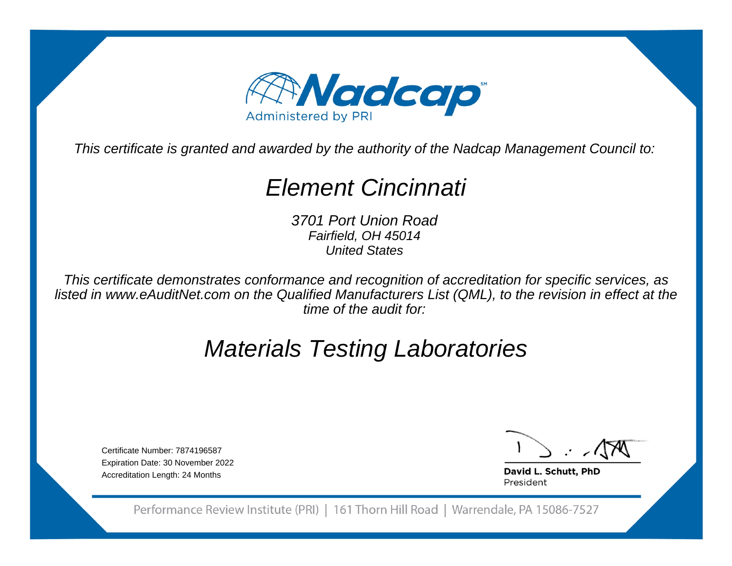Nadcap
Administered by PRI

*This certificate is granted and awarded by the authority of the Nadcap Management Council to:*

# *Element Cincinnati*

*3701 Port Union Road*
*Fairfield, OH 45014*
*United States*

*This certificate demonstrates conformance and recognition of accreditation for specific services, as listed in www.eAuditNet.com on the Qualified Manufacturers List (QML), to the revision in effect at the time of the audit for:*

# *Materials Testing Laboratories*

Certificate Number: 7874196587
Expiration Date: 30 November 2022
Accreditation Length: 24 Months

**David L. Schutt, PhD**
President

Performance Review Institute (PRI) | 161 Thorn Hill Road | Warrendale, PA 15086-7527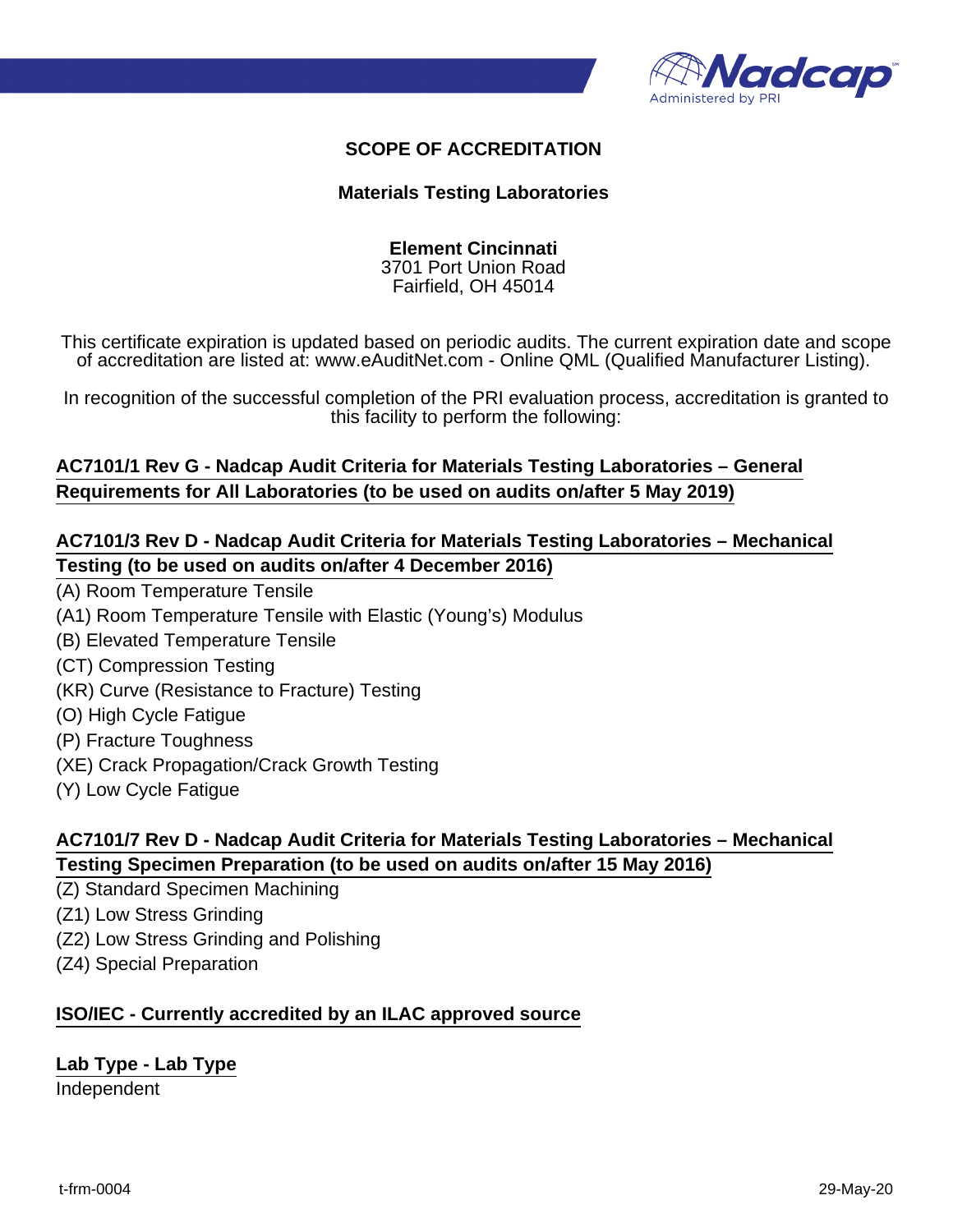# SCOPE OF ACCREDITATION

## Materials Testing Laboratories

**Element Cincinnati**
3701 Port Union Road
Fairfield, OH 45014

This certificate expiration is updated based on periodic audits. The current expiration date and scope of accreditation are listed at: www.eAuditNet.com - Online QML (Qualified Manufacturer Listing).

In recognition of the successful completion of the PRI evaluation process, accreditation is granted to this facility to perform the following:

**AC7101/1 Rev G - Nadcap Audit Criteria for Materials Testing Laboratories – General Requirements for All Laboratories (to be used on audits on/after 5 May 2019)**

**AC7101/3 Rev D - Nadcap Audit Criteria for Materials Testing Laboratories – Mechanical Testing (to be used on audits on/after 4 December 2016)**

(A) Room Temperature Tensile
(A1) Room Temperature Tensile with Elastic (Young's) Modulus
(B) Elevated Temperature Tensile
(CT) Compression Testing
(KR) Curve (Resistance to Fracture) Testing
(O) High Cycle Fatigue
(P) Fracture Toughness
(XE) Crack Propagation/Crack Growth Testing
(Y) Low Cycle Fatigue

**AC7101/7 Rev D - Nadcap Audit Criteria for Materials Testing Laboratories – Mechanical Testing Specimen Preparation (to be used on audits on/after 15 May 2016)**

(Z) Standard Specimen Machining
(Z1) Low Stress Grinding
(Z2) Low Stress Grinding and Polishing
(Z4) Special Preparation

**ISO/IEC - Currently accredited by an ILAC approved source**

**Lab Type - Lab Type**

Independent

t-frm-0004 29-May-20